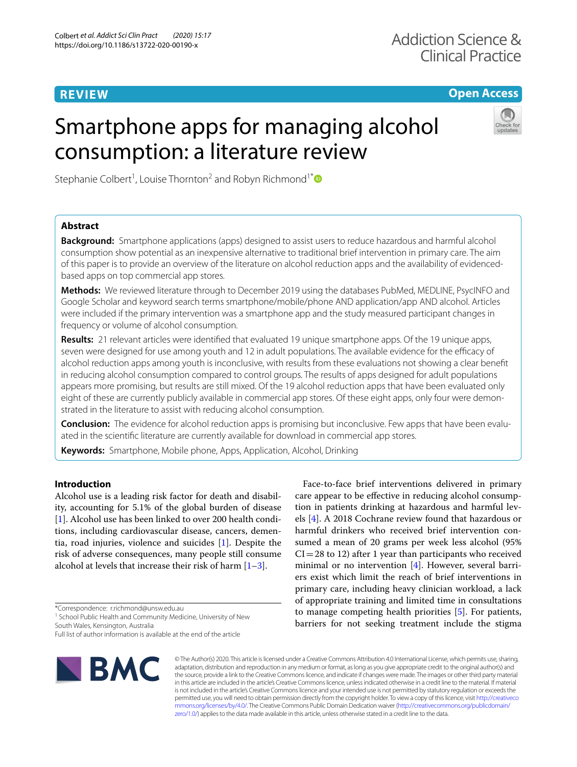REVIEW

Open Access

# Smartphone apps for managing alcohol consumption: a literature review

Stephanie Colbert[1], Louise Thornton[2] and Robyn Richmond[1*]

## Abstract

**Background:** Smartphone applications (apps) designed to assist users to reduce hazardous and harmful alcohol consumption show potential as an inexpensive alternative to traditional brief intervention in primary care. The aim of this paper is to provide an overview of the literature on alcohol reduction apps and the availability of evidenced-based apps on top commercial app stores.

**Methods:** We reviewed literature through to December 2019 using the databases PubMed, MEDLINE, PsycINFO and Google Scholar and keyword search terms smartphone/mobile/phone AND application/app AND alcohol. Articles were included if the primary intervention was a smartphone app and the study measured participant changes in frequency or volume of alcohol consumption.

**Results:** 21 relevant articles were identified that evaluated 19 unique smartphone apps. Of the 19 unique apps, seven were designed for use among youth and 12 in adult populations. The available evidence for the efficacy of alcohol reduction apps among youth is inconclusive, with results from these evaluations not showing a clear benefit in reducing alcohol consumption compared to control groups. The results of apps designed for adult populations appears more promising, but results are still mixed. Of the 19 alcohol reduction apps that have been evaluated only eight of these are currently publicly available in commercial app stores. Of these eight apps, only four were demonstrated in the literature to assist with reducing alcohol consumption.

**Conclusion:** The evidence for alcohol reduction apps is promising but inconclusive. Few apps that have been evaluated in the scientific literature are currently available for download in commercial app stores.

**Keywords:** Smartphone, Mobile phone, Apps, Application, Alcohol, Drinking

## Introduction

Alcohol use is a leading risk factor for death and disability, accounting for 5.1% of the global burden of disease [1]. Alcohol use has been linked to over 200 health conditions, including cardiovascular disease, cancers, dementia, road injuries, violence and suicides [1]. Despite the risk of adverse consequences, many people still consume alcohol at levels that increase their risk of harm [1–3].

Face-to-face brief interventions delivered in primary care appear to be effective in reducing alcohol consumption in patients drinking at hazardous and harmful levels [4]. A 2018 Cochrane review found that hazardous or harmful drinkers who received brief intervention consumed a mean of 20 grams per week less alcohol (95% CI = 28 to 12) after 1 year than participants who received minimal or no intervention [4]. However, several barriers exist which limit the reach of brief interventions in primary care, including heavy clinician workload, a lack of appropriate training and limited time in consultations to manage competing health priorities [5]. For patients, barriers for not seeking treatment include the stigma

*Correspondence: r.richmond@unsw.edu.au
[1] School Public Health and Community Medicine, University of New South Wales, Kensington, Australia
Full list of author information is available at the end of the article

© The Author(s) 2020. This article is licensed under a Creative Commons Attribution 4.0 International License, which permits use, sharing, adaptation, distribution and reproduction in any medium or format, as long as you give appropriate credit to the original author(s) and the source, provide a link to the Creative Commons licence, and indicate if changes were made. The images or other third party material in this article are included in the article's Creative Commons licence, unless indicated otherwise in a credit line to the material. If material is not included in the article's Creative Commons licence and your intended use is not permitted by statutory regulation or exceeds the permitted use, you will need to obtain permission directly from the copyright holder. To view a copy of this licence, visit http://creativecommons.org/licenses/by/4.0/. The Creative Commons Public Domain Dedication waiver (http://creativecommons.org/publicdomain/zero/1.0/) applies to the data made available in this article, unless otherwise stated in a credit line to the data.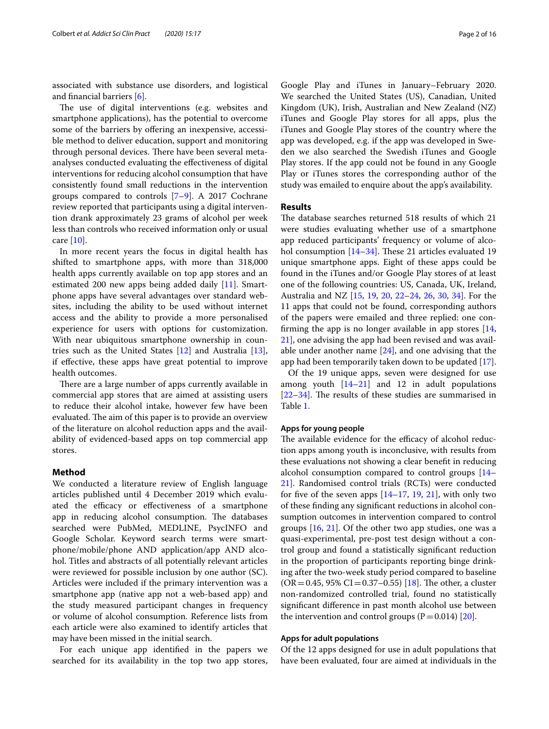associated with substance use disorders, and logistical and financial barriers [6].

The use of digital interventions (e.g. websites and smartphone applications), has the potential to overcome some of the barriers by offering an inexpensive, accessible method to deliver education, support and monitoring through personal devices. There have been several meta-analyses conducted evaluating the effectiveness of digital interventions for reducing alcohol consumption that have consistently found small reductions in the intervention groups compared to controls [7–9]. A 2017 Cochrane review reported that participants using a digital intervention drank approximately 23 grams of alcohol per week less than controls who received information only or usual care [10].

In more recent years the focus in digital health has shifted to smartphone apps, with more than 318,000 health apps currently available on top app stores and an estimated 200 new apps being added daily [11]. Smartphone apps have several advantages over standard websites, including the ability to be used without internet access and the ability to provide a more personalised experience for users with options for customization. With near ubiquitous smartphone ownership in countries such as the United States [12] and Australia [13], if effective, these apps have great potential to improve health outcomes.

There are a large number of apps currently available in commercial app stores that are aimed at assisting users to reduce their alcohol intake, however few have been evaluated. The aim of this paper is to provide an overview of the literature on alcohol reduction apps and the availability of evidenced-based apps on top commercial app stores.

## Method

We conducted a literature review of English language articles published until 4 December 2019 which evaluated the efficacy or effectiveness of a smartphone app in reducing alcohol consumption. The databases searched were PubMed, MEDLINE, PsycINFO and Google Scholar. Keyword search terms were smartphone/mobile/phone AND application/app AND alcohol. Titles and abstracts of all potentially relevant articles were reviewed for possible inclusion by one author (SC). Articles were included if the primary intervention was a smartphone app (native app not a web-based app) and the study measured participant changes in frequency or volume of alcohol consumption. Reference lists from each article were also examined to identify articles that may have been missed in the initial search.

For each unique app identified in the papers we searched for its availability in the top two app stores, Google Play and iTunes in January–February 2020. We searched the United States (US), Canadian, United Kingdom (UK), Irish, Australian and New Zealand (NZ) iTunes and Google Play stores for all apps, plus the iTunes and Google Play stores of the country where the app was developed, e.g. if the app was developed in Sweden we also searched the Swedish iTunes and Google Play stores. If the app could not be found in any Google Play or iTunes stores the corresponding author of the study was emailed to enquire about the app's availability.

## Results

The database searches returned 518 results of which 21 were studies evaluating whether use of a smartphone app reduced participants' frequency or volume of alcohol consumption [14–34]. These 21 articles evaluated 19 unique smartphone apps. Eight of these apps could be found in the iTunes and/or Google Play stores of at least one of the following countries: US, Canada, UK, Ireland, Australia and NZ [15, 19, 20, 22–24, 26, 30, 34]. For the 11 apps that could not be found, corresponding authors of the papers were emailed and three replied: one confirming the app is no longer available in app stores [14, 21], one advising the app had been revised and was available under another name [24], and one advising that the app had been temporarily taken down to be updated [17].

Of the 19 unique apps, seven were designed for use among youth [14–21] and 12 in adult populations [22–34]. The results of these studies are summarised in Table 1.

### Apps for young people

The available evidence for the efficacy of alcohol reduction apps among youth is inconclusive, with results from these evaluations not showing a clear benefit in reducing alcohol consumption compared to control groups [14–21]. Randomised control trials (RCTs) were conducted for five of the seven apps [14–17, 19, 21], with only two of these finding any significant reductions in alcohol consumption outcomes in intervention compared to control groups [16, 21]. Of the other two app studies, one was a quasi-experimental, pre-post test design without a control group and found a statistically significant reduction in the proportion of participants reporting binge drinking after the two-week study period compared to baseline (OR = 0.45, 95% CI = 0.37–0.55) [18]. The other, a cluster non-randomized controlled trial, found no statistically significant difference in past month alcohol use between the intervention and control groups (P = 0.014) [20].

### Apps for adult populations

Of the 12 apps designed for use in adult populations that have been evaluated, four are aimed at individuals in the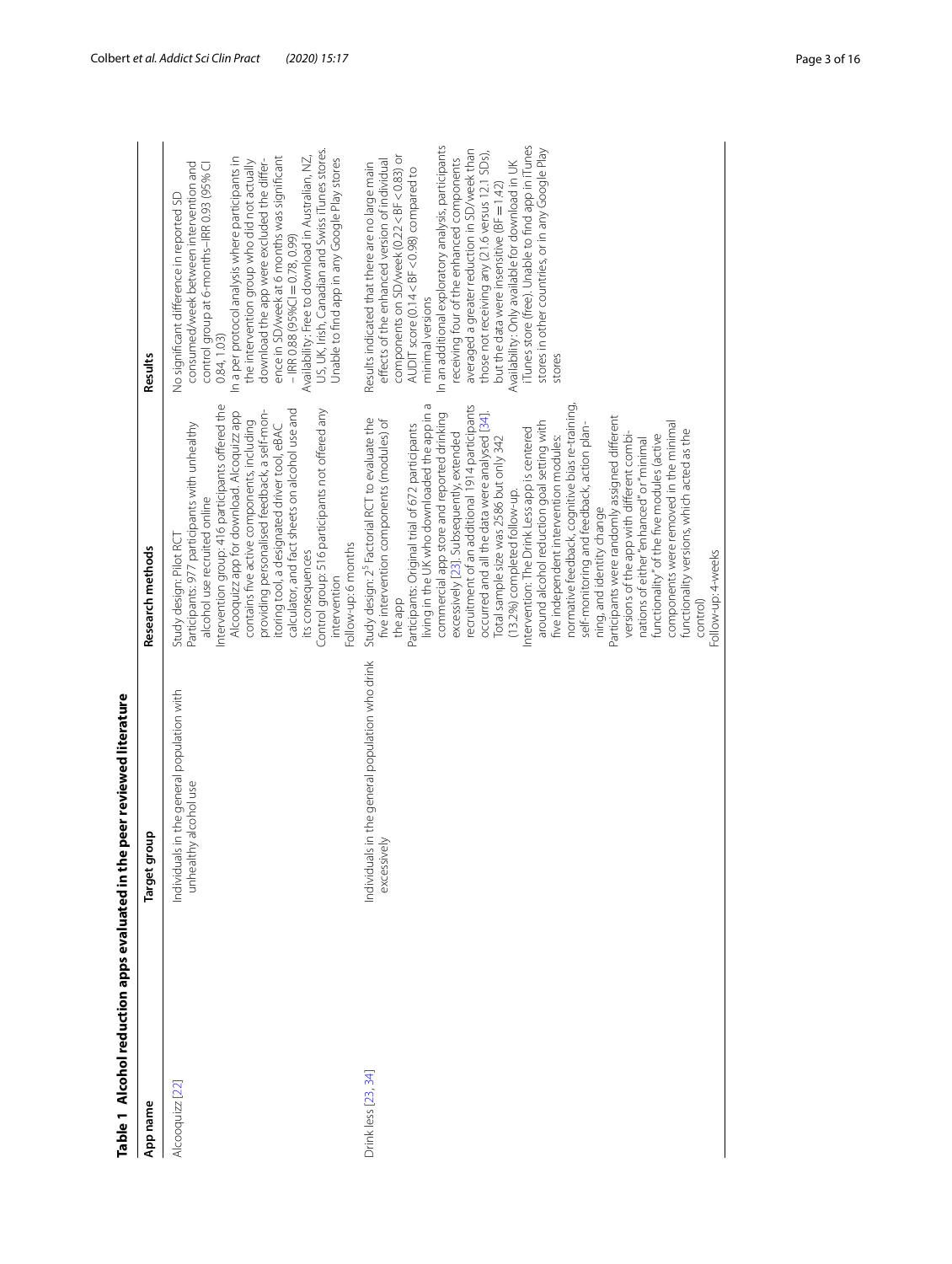**Table 1 Alcohol reduction apps evaluated in the peer reviewed literature**

| App name | Target group | Research methods | Results |
|---|---|---|---|
| Alcooquizz [22] | Individuals in the general population with unhealthy alcohol use | Study design: Pilot RCT<br>Participants: 977 participants with unhealthy alcohol use recruited online<br>Intervention group: 416 participants offered the Alcooquizz app for download. Alcoquizz app contains five active components, including providing personalised feedback, a self-monitoring tool, a designated driver tool, eBAC calculator, and fact sheets on alcohol use and its consequences<br>Control group: 516 participants not offered any intervention<br>Follow-up: 6 months | No significant difference in reported SD consumed/week between intervention and control group at 6-months–IRR 0.93 (95% CI 0.84, 1.03)<br>In a per protocol analysis where participants in the intervention group who did not actually download the app were excluded the difference in SD/week at 6 months was significant – IRR 0.88 (95%CI = 0.78, 0.99)<br>Availability: Free to download in Australian, NZ, US, UK, Irish, Canadian and Swiss iTunes stores. Unable to find app in any Google Play stores |
| Drink less [23, 34] | Individuals in the general population who drink excessively | Study design: $2^5$ Factorial RCT to evaluate the five intervention components (modules) of the app<br>Participants: Original trial of 672 participants living in the UK who downloaded the app in a commercial app store and reported drinking excessively [23]. Subsequently, extended recruitment of an additional 1914 participants occurred and all the data were analysed [34]. Total sample size was 2586 but only 342 (13.2%) completed follow-up.<br>Intervention: The Drink Less app is centered around alcohol reduction goal setting with five independent intervention modules: normative feedback, cognitive bias re-training, self-monitoring and feedback, action planning, and identity change<br>Participants were randomly assigned different versions of the app with different combinations of either "enhanced" or "minimal functionality" of the five modules (active components were removed in the minimal functionality versions, which acted as the control)<br>Follow-up: 4-weeks | Results indicated that there are no large main effects of the enhanced version of individual components on SD/week (0.22 < BF < 0.83) or AUDIT score (0.14 < BF <0.98) compared to minimal versions<br>In an additional exploratory analysis, participants receiving four of the enhanced components averaged a greater reduction in SD/week than those not receiving any (21.6 versus 12.1 SDs), but the data were insensitive (BF = 1.42)<br>Availability: Only available for download in UK iTunes store (free). Unable to find app in iTunes stores in other countries, or in any Google Play stores |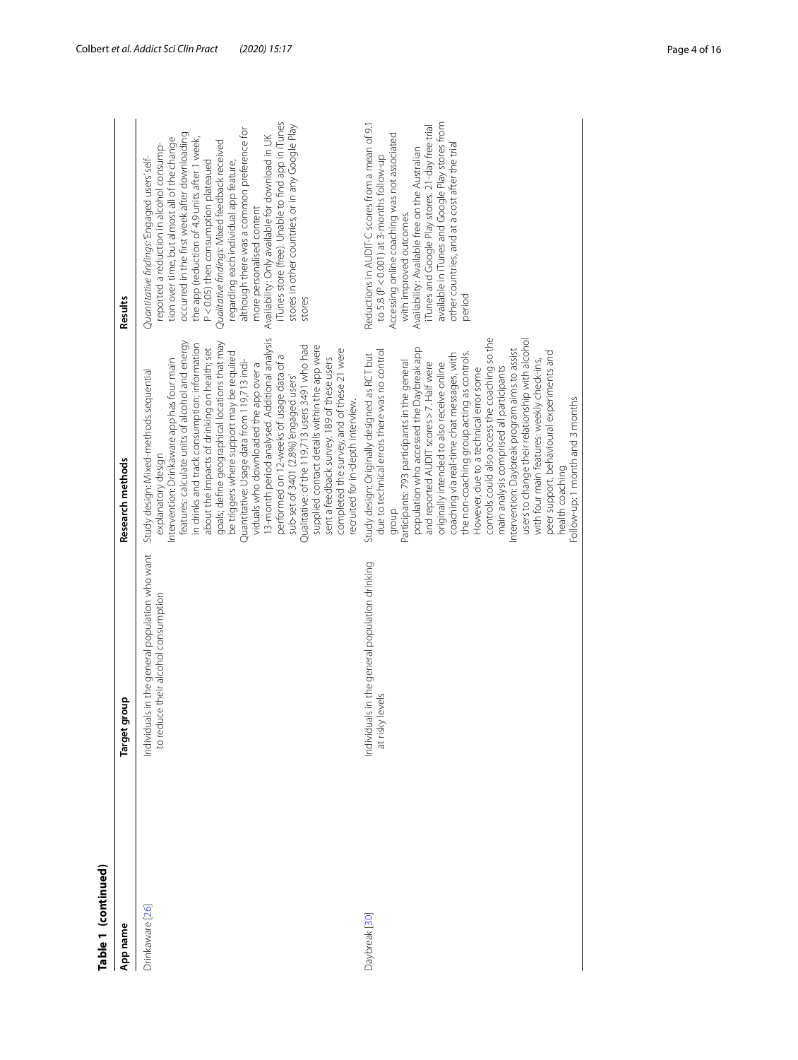**Table 1 (continued)**

| App name | Target group | Research methods | Results |
|---|---|---|---|
| Drinkaware [26] | Individuals in the general population who want to reduce their alcohol consumption | Study design: Mixed-methods sequential explanatory design<br>Intervention: Drinkaware app has four main features: calculate units of alcohol and energy in drinks and track consumption; information about the impacts of drinking on health; set goals; define geographical locations that may be triggers where support may be required<br>Quantitative: Usage data from 119,713 individuals who downloaded the app over a 13-month period analysed. Additional analysis performed on 12-weeks of usage data of a sub-set of 3401 (2.8%) 'engaged users'<br>Qualitative: of the 119,713 users 3491 who had supplied contact details within the app were sent a feedback survey. 189 of these users completed the survey, and of these 21 were recruited for in-depth interview. | *Quantitative findings*: 'Engaged users' self-reported a reduction in alcohol consumption over time, but almost all of the change occurred in the first week after downloading the app (reduction of 4.9 units after 1 week, P < 0.05) then consumption plateaued<br>*Qualitative findings*: Mixed feedback received regarding each individual app feature, although there was a common preference for more personalised content<br>Availability: Only available for download in UK iTunes store (free). Unable to find app in iTunes stores in other countries, or in any Google Play stores |
| Daybreak [30] | Individuals in the general population drinking at risky levels | Study design: Originally designed as RCT but due to technical errors there was no control group<br>Participants: 793 participants in the general population who accessed the Daybreak app and reported AUDIT scores > 7. Half were originally intended to also receive online coaching via real-time chat messages, with the non-coaching group acting as controls. However, due to a technical error some controls could also access the coaching so the main analysis comprised all participants<br>Intervention: Daybreak program aims to assist users to change their relationship with alcohol with four main features: weekly check-ins, peer support, behavioural experiments and health coaching<br>Follow-up: 1 month and 3 months | Reductions in AUDIT-C scores from a mean of 9.1 to 5.8 (P < 0.001) at 3-months follow-up<br>Accessing online coaching was not associated with improved outcomes.<br>Availability: Available free on the Australian iTunes and Google Play stores. 21-day free trial available in iTunes and Google Play stores from other countries, and at a cost after the trial period |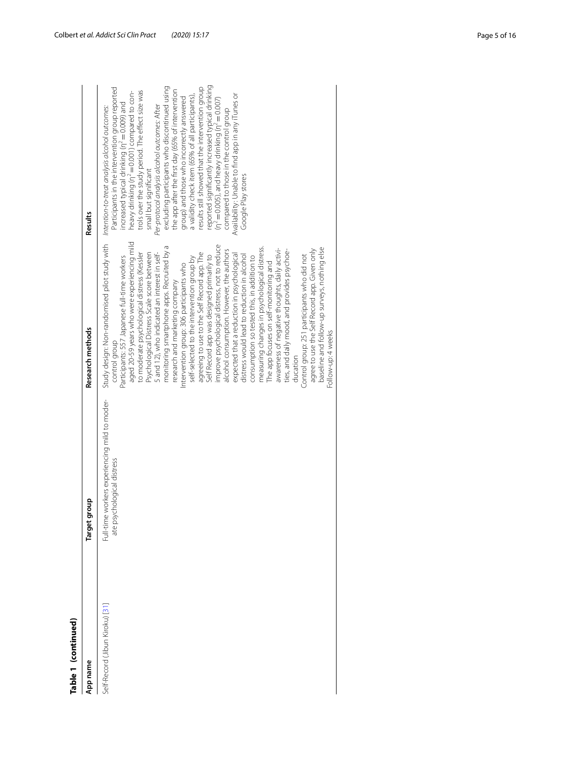**Table 1 (continued)**

| App name | Target group | Research methods | Results |
|---|---|---|---|
| Self-Record (Jibun Kiroku) [31] | Full-time workers experiencing mild to moderate psychological distress | Study design: Non-randomised pilot study with control group<br>Participants: 557 Japanese full-time workers aged 20-59 years who were experiencing mild to moderate psychological distress (Kessler Psychological Distress Scale score between 5 and 12), who indicated an interest in self-monitoring smartphone apps. Recruited by a research and marketing company<br>Intervention group: 306 participants who self-selected to the intervention group by agreeing to use to the Self Record app. The Self Record app was designed primarily to improve psychological distress, not to reduce alcohol consumption. However, the authors expected that a reduction in psychological distress would lead to reduction in alcohol consumption so tested this, in addition to measuring changes in psychological distress. The app focuses on self-monitoring and awareness of negative thoughts, daily activities, and daily mood, and provides psychoeducation<br>Control group: 251 participants who did not agree to use the Self Record app. Given only baseline and follow-up surveys, nothing else<br>Follow-up: 4 weeks | *Intention-to-treat analysis alcohol outcomes*: Participants in the intervention group reported increased typical drinking ($\eta^2 = 0.009$) and heavy drinking ($\eta^2 = 0.001$) compared to controls over the study period. The effect size was small but significant<br>*Per-protocol analysis alcohol outcomes*: After excluding participants who discontinued using the app after the first day (65% of intervention group) and those who incorrectly answered a validity check item (65% of all participants), results still showed that the intervention group reported significantly increased typical drinking ($\eta^2 = 0.005$), and heavy drinking ($\eta^2 = 0.007$) compared to those in the control group<br>Availability: Unable to find app in any iTunes or Google Play stores |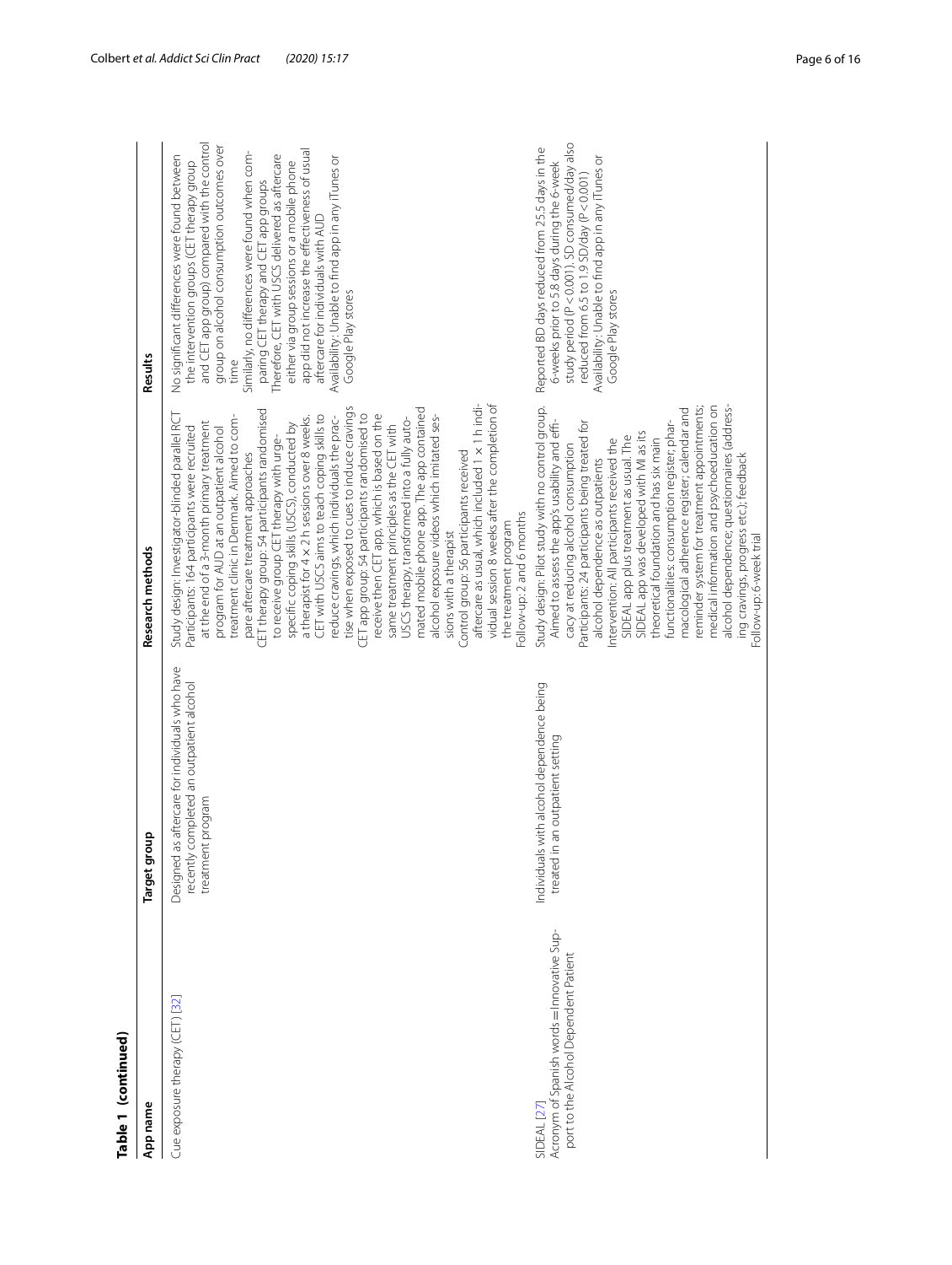**Table 1 (continued)**

| App name | Target group | Research methods | Results |
|---|---|---|---|
| Cue exposure therapy (CET) [32] | Designed as aftercare for individuals who have recently completed an outpatient alcohol treatment program | Study design: Investigator-blinded parallel RCT<br>Participants: 164 participants were recruited at the end of a 3-month primary treatment program for AUD at an outpatient alcohol treatment clinic in Denmark. Aimed to compare aftercare treatment approaches<br>CET therapy group: 54 participants randomised to receive group CET therapy with urge-specific coping skills (USCS), conducted by a therapist for 4 × 2 h sessions over 8 weeks. CET with USCS aims to teach coping skills to reduce cravings, which individuals the practise when exposed to cues to induce cravings<br>CET app group: 54 participants randomised to receive then CET app, which is based on the same treatment principles as the CET with USCS therapy, transformed into a fully automated mobile phone app. The app contained alcohol exposure videos which imitated sessions with a therapist<br>Control group: 56 participants received aftercare as usual, which included 1 × 1 h individual session 8 weeks after the completion of the treatment program<br>Follow-up: 2 and 6 months | No significant differences were found between the intervention groups (CET therapy group and CET app group) compared with the control group on alcohol consumption outcomes over time<br>Similarly, no differences were found when comparing CET therapy and CET app groups<br>Therefore, CET with USCS delivered as aftercare either via group sessions or a mobile phone app did not increase the effectiveness of usual aftercare for individuals with AUD<br>Availability: Unable to find app in any iTunes or Google Play stores |
| SIDEAL [27]<br>Acronym of Spanish words = Innovative Support to the Alcohol Dependent Patient | Individuals with alcohol dependence being treated in an outpatient setting | Study design: Pilot study with no control group. Aimed to assess the app's usability and efficacy at reducing alcohol consumption<br>Participants: 24 participants being treated for alcohol dependence as outpatients<br>Intervention: All participants received the SIDEAL app plus treatment as usual. The SIDEAL app was developed with MI as its theoretical foundation and has six main functionalities: consumption register; pharmacological adherence register; calendar and reminder system for treatment appointments; medical information and psychoeducation on alcohol dependence; questionnaires (addressing cravings, progress etc.); feedback<br>Follow-up: 6-week trial | Reported BD days reduced from 25.5 days in the 6-weeks prior to 5.8 days during the 6-week study period ($P < 0.001$). SD consumed/day also reduced from 6.5 to 1.9 SD/day ($P < 0.001$)<br>Availability: Unable to find app in any iTunes or Google Play stores |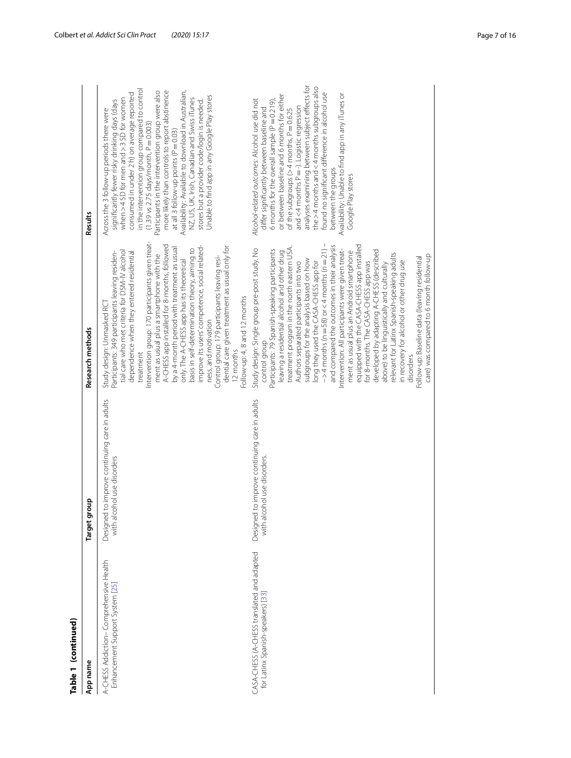**Table 1 (continued)**

| App name | Target group | Research methods | Results |
|---|---|---|---|
| A-CHESS Addiction–Comprehensive Health Enhancement Support System [25] | Designed to improve continuing care in adults with alcohol use disorders | Study design: Unmasked RCT<br>Participants: 349 participants leaving residential care who met criteria for DSM-IV alcohol dependence when they entered residential treatment<br>Intervention group: 170 participants given treatment as usual plus a smartphone with the A-CHESS app installed for 8-months, followed by a 4-month period with treatment as usual only. The A-CHESS app has its theoretical basis in self-determination theory, aiming to improve its users' competence, social relatedness, and motivation<br>Control group: 179 participants leaving residential care given treatment as usual only for 12 months<br>Follow-up: 4, 8 and 12 months | Across the 3 follow-up periods there were significantly fewer risky drinking days (days when > 4 SD for men and > 3 SD for women consumed in under 2 h) on average reported in the intervention group compared to control (1.39 vs 2.75 days/month, P = 0.003)<br>Participants in the intervention group were also more likely than controls to report abstinence at all 3 follow-up points (P = 0.03)<br>Availability: Available to download in Australian, NZ, US, UK, Irish, Canadian and Swiss iTunes stores but a provider code/login is needed. Unable to find app in any Google Play stores |
| CASA-CHESS (A-CHESS translated and adapted for Latinx Spanish-speakers) [33] | Designed to improve continuing care in adults with alcohol use disorders. | Study design: Single group pre-post study. No control group<br>Participants: 79 Spanish-speaking participants leaving a residential alcohol and other drug treatment program in the north eastern USA. Authors separated participants into two subgroups for the analysis based on how long they used the CASA-CHESS app for –> 4 months (n = 58) or < 4 months (n = 21) – and compared the outcomes in their analysis<br>Intervention: All participants were given treatment as usual plus an Android smartphone equipped with the CASA-CHESS app installed for 8-months. The CASA-CHESS app was developed by adapting A-CHESS (described above) to be linguistically and culturally relevant for Latinx Spanish-speaking adults in recovery for alcohol or other drug use disorders<br>Follow-up: Baseline data (leaving residential care) was compared to 6 month follow-up | *Alcohol-related outcomes*: Alcohol use did not differ significantly between baseline and 6 months for the overall sample (P = 0.219), or between baseline and 6 months for either of the subgroups (> 4 months, P = 0.625 and < 4 months P = -). Logistic regression analyses examining between subject effects for the > 4 months and < 4 months subgroups also found no significant difference in alcohol use between the groups<br>Availability: Unable to find app in any iTunes or Google Play stores |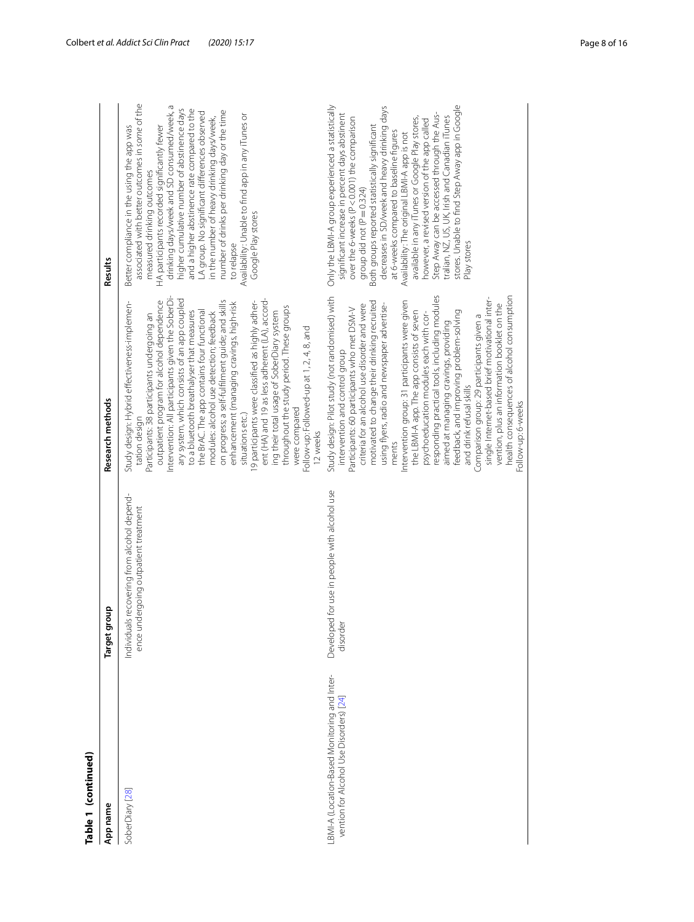**Table 1 (continued)**

| App name | Target group | Research methods | Results |
|---|---|---|---|
| SoberDiary [28] | Individuals recovering from alcohol dependence undergoing outpatient treatment | Study design: Hybrid effectiveness-implementation design<br>Participants: 38 participants undergoing an outpatient program for alcohol dependence<br>Intervention: All participants given the SoberDiary system, which consists of an app coupled to a bluetooth breathalyser that measures the BrAC. The app contains four functional modules: alcohol use detection; feedback on progress; a self-fulfilment guide; and skills enhancement (managing cravings, high-risk situations etc.)<br>19 participants were classified as highly adherent (HA) and 19 as less adherent (LA), according their total usage of SoberDiary system throughout the study period. These groups were compared<br>Follow-up: Followed-up at 1, 2, 4, 8, and 12 weeks | Better compliance in the using the app was associated with better outcomes in *some* of the measured drinking outcomes<br>HA participants recorded significantly fewer drinking days/week and SD consumed/week, a higher cumulative number of abstinence days and a higher abstinence rate compared to the LA group. No significant differences observed in the number of heavy drinking days/week, number of drinks per drinking day or the time to relapse<br>Availability: Unable to find app in any iTunes or Google Play stores |
| LBMI-A (Location-Based Monitoring and Intervention for Alcohol Use Disorders) [24] | Developed for use in people with alcohol use disorder | Study design: Pilot study (not randomised) with intervention and control group<br>Participants: 60 participants who met DSM-V criteria for an alcohol use disorder and were motivated to change their drinking recruited using flyers, radio and newspaper advertisements<br>Intervention group: 31 participants were given the LBMI-A app. The app consists of seven psychoeducation modules each with corresponding practical tools, including modules aimed at managing cravings, providing feedback and improving problem-solving and drink refusal skills<br>Comparison group: 29 participants given a single Internet-based brief motivational intervention, plus an information booklet on the health consequences of alcohol consumption<br>Follow-up: 6-weeks | Only the LBMI-A group experienced a statistically significant increase in percent days abstinent over the 6-weeks ($P<0.001$) the comparison group did not ($P=0.324$)<br>Both groups reported statistically significant decreases in SD/week and heavy drinking days at 6-weeks compared to baseline figures<br>Availability: The original LBMI-A app is not available in any iTunes or Google Play stores, however, a revised version of the app called Step Away can be accessed through the Australian, NZ, US, UK, Irish and Canadian iTunes stores. Unable to find Step Away app in Google Play stores |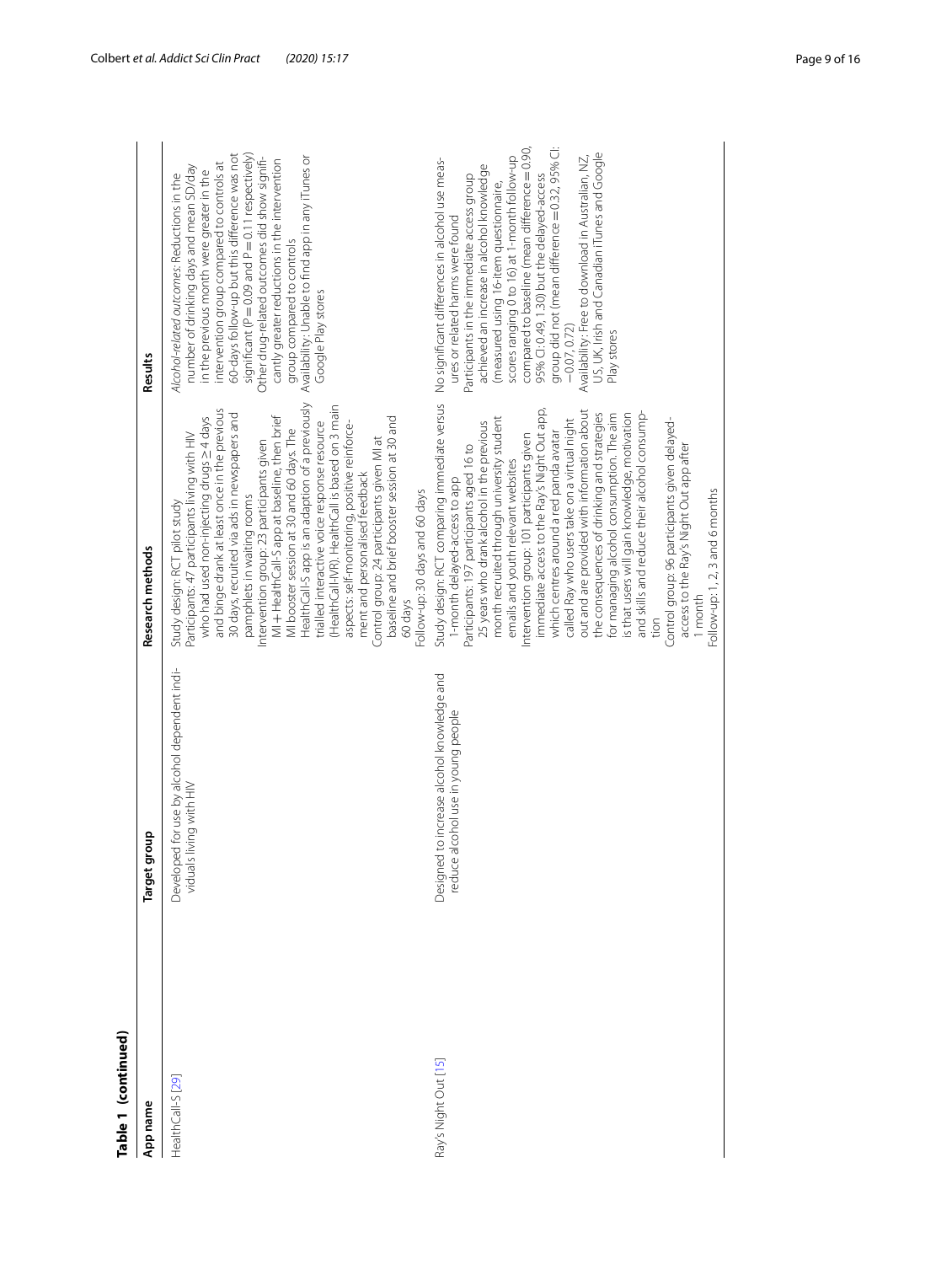**Table 1 (continued)**

| App name | Target group | Research methods | Results |
|---|---|---|---|
| HealthCall-S [29] | Developed for use by alcohol dependent individuals living with HIV | Study design: RCT pilot study<br>Participants: 47 participants living with HIV who had used non-injecting drugs ≥ 4 days and binge drank at least once in the previous 30 days, recruited via ads in newspapers and pamphlets in waiting rooms<br>Intervention group: 23 participants given MI + HealthCall-S app at baseline, then brief MI booster session at 30 and 60 days. The HealthCall-S app is an adaption of a previously trialled interactive voice response resource (HealthCall-IVR). HealthCall is based on 3 main aspects: self-monitoring, positive reinforcement and personalised feedback<br>Control group: 24 participants given MI at baseline and brief booster session at 30 and 60 days<br>Follow-up: 30 days and 60 days | *Alcohol-related outcomes*: Reductions in the number of drinking days and mean SD/day in the previous month were greater in the intervention group compared to controls at 60-days follow-up but this difference was not significant ($P = 0.09$ and $P = 0.11$ respectively)<br>Other drug-related outcomes did show significantly greater reductions in the intervention group compared to controls<br>Availability: Unable to find app in any iTunes or Google Play stores |
| Ray's Night Out [15] | Designed to increase alcohol knowledge and reduce alcohol use in young people | Study design: RCT comparing immediate versus 1-month delayed-access to app<br>Participants: 197 participants aged 16 to 25 years who drank alcohol in the previous month recruited through university student emails and youth relevant websites<br>Intervention group: 101 participants given immediate access to the Ray's Night Out app, which centres around a red panda avatar called Ray who users take on a virtual night out and are provided with information about the consequences of drinking and strategies for managing alcohol consumption. The aim is that users will gain knowledge, motivation and skills and reduce their alcohol consumption<br>Control group: 96 participants given delayed-access to the Ray's Night Out app after 1 month<br>Follow-up: 1, 2, 3 and 6 months | No significant differences in alcohol use measures or related harms were found<br>Participants in the immediate access group achieved an increase in alcohol knowledge (measured using 16-item questionnaire, scores ranging 0 to 16) at 1-month follow-up compared to baseline (mean difference = 0.90, 95% CI: 0.49, 1.30) but the delayed-access group did not (mean difference = 0.32, 95% CI: −0.07, 0.72)<br>Availability: Free to download in Australian, NZ, US, UK, Irish and Canadian iTunes and Google Play stores |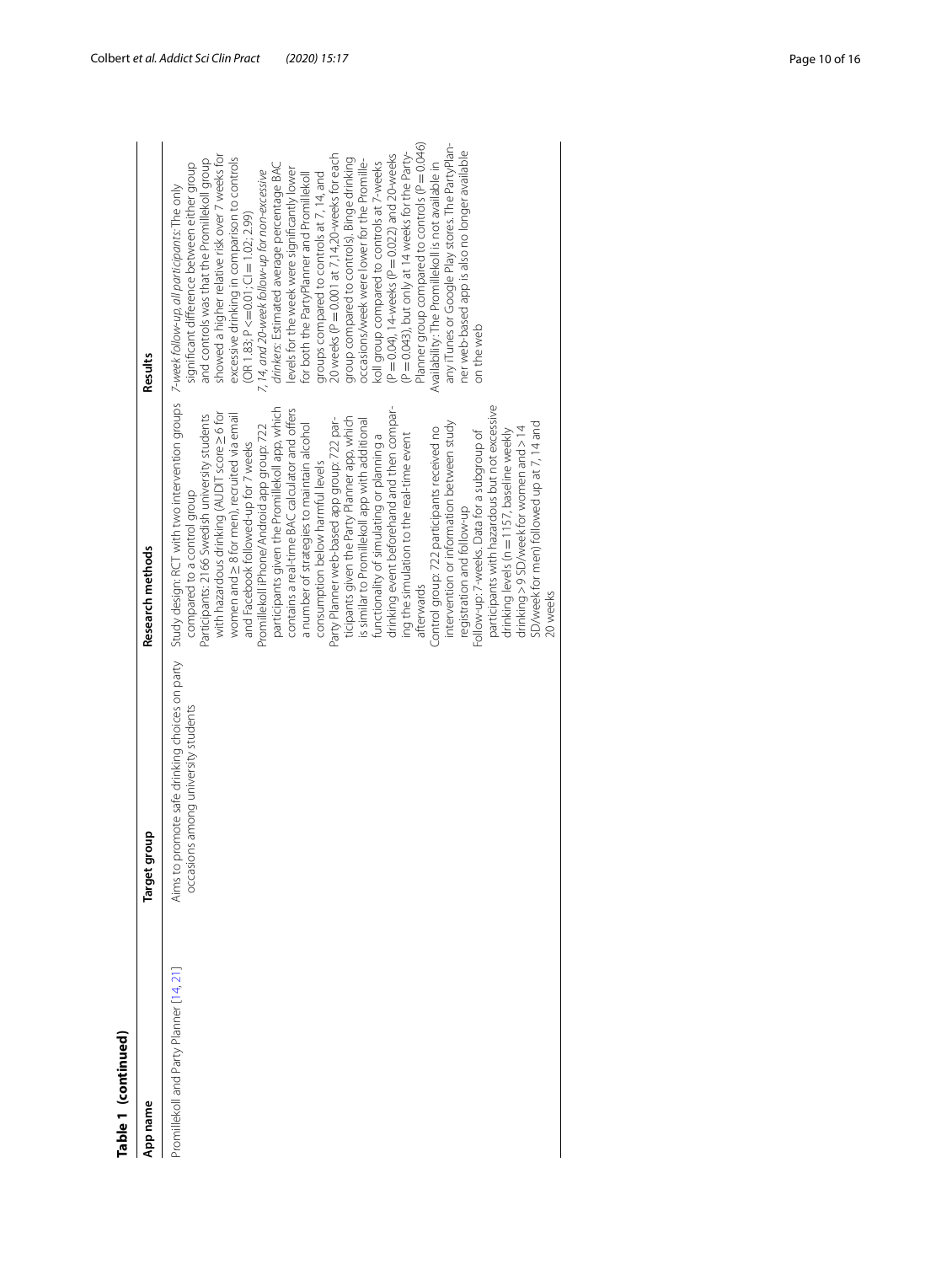**Table 1 (continued)**

| App name | Target group | Research methods | Results |
|---|---|---|---|
| Promillekoll and Party Planner [14, 21] | Aims to promote safe drinking choices on party occasions among university students | Study design: RCT with two intervention groups compared to a control group<br>Participants: 2166 Swedish university students with hazardous drinking (AUDIT score ≥ 6 for women and ≥ 8 for men), recruited via email and Facebook followed-up for 7 weeks<br>Promillekoll iPhone/Android app group: 722 participants given the Promillekoll app, which contains a real-time BAC calculator and offers a number of strategies to maintain alcohol consumption below harmful levels<br>Party Planner web-based app group: 722 participants given the Party Planner app, which is similar to Promillekoll app with additional functionality of simulating or planning a drinking event beforehand and then comparing the simulation to the real-time event afterwards<br>Control group: 722 participants received no intervention or information between study registration and follow-up<br>Follow-up: 7-weeks. Data for a subgroup of participants with hazardous but not excessive drinking levels (n = 1157, baseline weekly drinking > 9 SD/week for women and > 14 SD/week for men) followed up at 7, 14 and 20 weeks | *7-week follow-up, all participants*: The only significant difference between either group and controls was that the Promillekoll group showed a higher relative risk over 7 weeks for excessive drinking in comparison to controls (OR 1.83; P <= 0.01; CI = 1.02; 2.99)<br>*7, 14, and 20-week follow-up for non-excessive drinkers*: Estimated average percentage BAC levels for the week were significantly lower for both the PartyPlanner and Promillekoll groups compared to controls at 7, 14, and 20 weeks (P = 0.001 at 7,14,20-weeks for each group compared to controls). Binge drinking occasions/week were lower for the Promillekoll group compared to controls at 7-weeks (P = 0.04), 14-weeks (P = 0.022) and 20-weeks (P = 0.043), but only at 14 weeks for the PartyPlanner group compared to controls (P = 0.046)<br>Availability: The Promillekoll is not available in any iTunes or Google Play stores. The PartyPlanner web-based app is also no longer available on the web |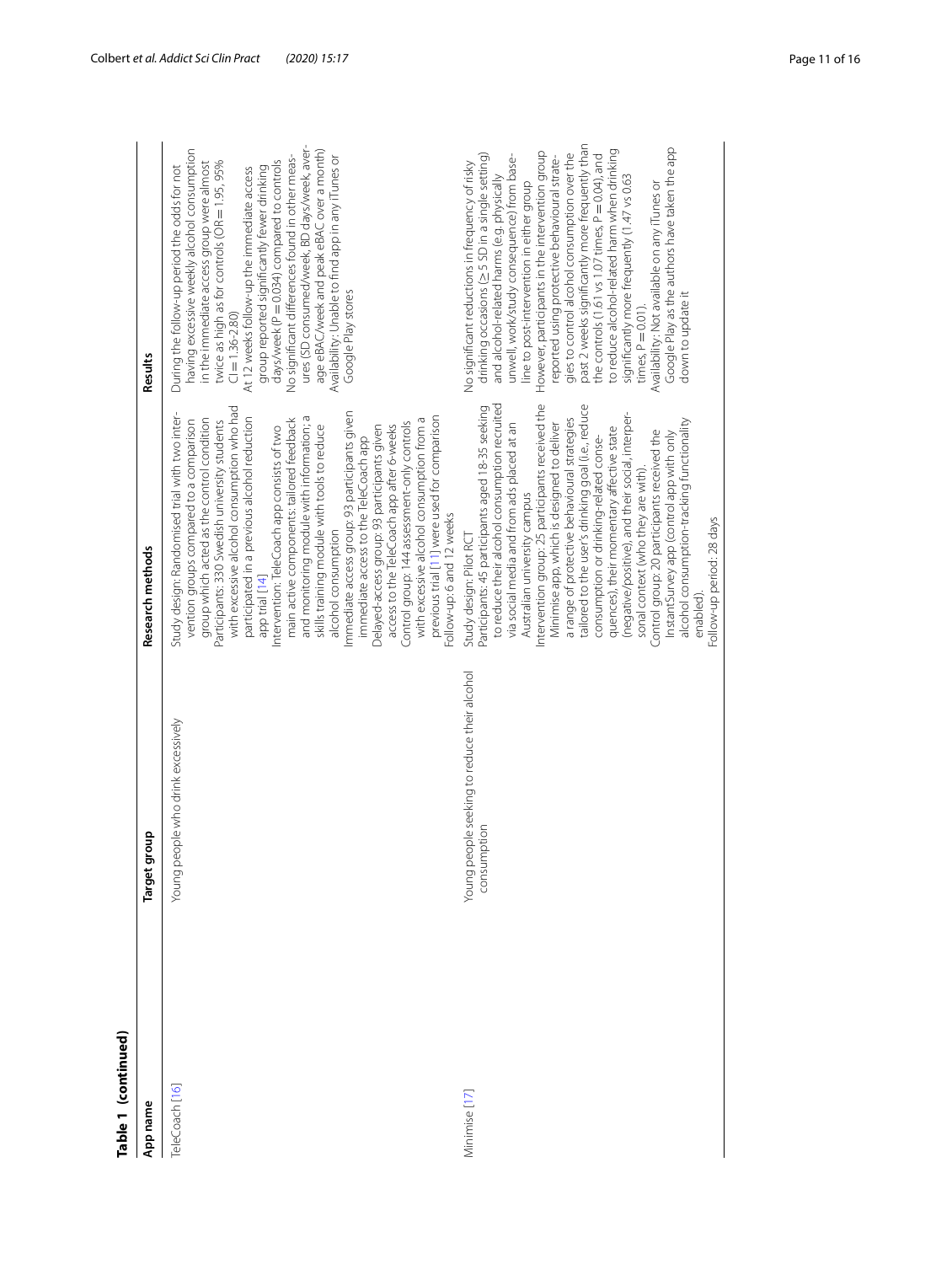**Table 1 (continued)**

| App name | Target group | Research methods | Results |
|---|---|---|---|
| TeleCoach [16] | Young people who drink excessively | Study design: Randomised trial with two intervention groups compared to a comparison group which acted as the control condition<br>Participants: 330 Swedish university students with excessive alcohol consumption who had participated in a previous alcohol reduction app trial [14]<br>Intervention: TeleCoach app consists of two main active components: tailored feedback and monitoring module with information; a skills training module with tools to reduce alcohol consumption<br>Immediate access group: 93 participants given immediate access to the TeleCoach app<br>Delayed-access group: 93 participants given access to the TeleCoach app after 6-weeks<br>Control group: 144 assessment-only controls with excessive alcohol consumption from a previous trial [11] were used for comparison<br>Follow-up: 6 and 12 weeks | During the follow-up period the odds for not having excessive weekly alcohol consumption in the immediate access group were almost twice as high as for controls (OR = 1.95, 95% CI = 1.36-2.80)<br>At 12 weeks follow-up the immediate access group reported significantly fewer drinking days/week (P = 0.034) compared to controls<br>No significant differences found in other measures (SD consumed/week, BD days/week, average eBAC/week and peak eBAC over a month)<br>Availability: Unable to find app in any iTunes or Google Play stores |
| Minimise [17] | Young people seeking to reduce their alcohol consumption | Study design: Pilot RCT<br>Participants: 45 participants aged 18-35 seeking to reduce their alcohol consumption recruited via social media and from ads placed at an Australian university campus<br>Intervention group: 25 participants received the Minimise app, which is designed to deliver a range of protective behavioural strategies tailored to the user's drinking goal (i.e., reduce consumption or drinking-related consequences), their momentary affective state (negative/positive), and their social, interpersonal context (who they are with).<br>Control group: 20 participants received the InstantSurvey app (control app with only alcohol consumption-tracking functionality enabled).<br>Follow-up period: 28 days | No significant reductions in frequency of risky drinking occasions (≥ 5 SD in a single setting) and alcohol-related harms (e.g. physically unwell, work/study consequence) from baseline to post-intervention in either group<br>However, participants in the intervention group reported using protective behavioural strategies to control alcohol consumption over the past 2 weeks significantly more frequently than the controls (1.61 vs 1.07 times, P = 0.04), and to reduce alcohol-related harm when drinking significantly more frequently (1.47 vs 0.63 times, P = 0.01).<br>Availability: Not available on any iTunes or Google Play as the authors have taken the app down to update it |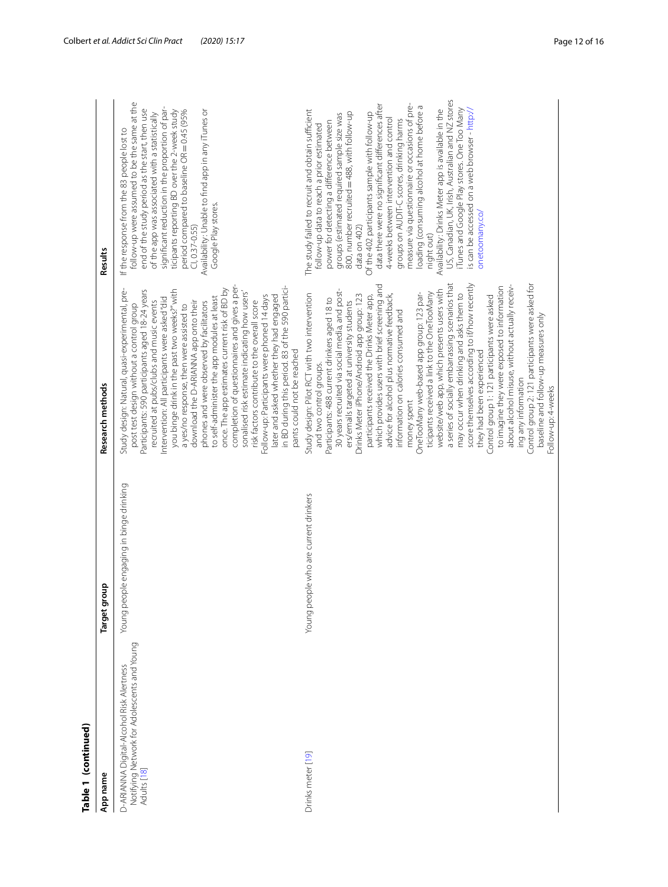**Table 1 (continued)**

| App name | Target group | Research methods | Results |
|---|---|---|---|
| D-ARIANNA Digital-Alcohol Risk Alertness Notifying Network for Adolescents and Young Adults [18] | Young people engaging in binge drinking | Study design: Natural, quasi-experimental, pre-post test design without a control group<br>Participants: 590 participants aged 18-24 years recruited at pubs/clubs and music events<br>Intervention: All participants were asked "did you binge drink in the past two weeks?" with a yes/no response, then were assisted to download the D-ARIANNA app onto their phones and were observed by facilitators to self-administer the app modules at least once. The app estimates current risk of BD by completion of questionnaires and gives a personalised risk estimate indicating how users' risk factors contribute to the overall score<br>Follow-up: Participants were phoned 14 days later and asked whether they had engaged in BD during this period. 83 of the 590 participants could not be reached | If the response from the 83 people lost to follow-up were assumed to be the same at the end of the study period as the start, then use of the app was associated with a statistically significant reduction in the proportion of participants reporting BD over the 2-week study period compared to baseline OR = 0.45 (95% CI, 0.37-0.55)<br>Availability: Unable to find app in any iTunes or Google Play stores. |
| Drinks meter [19] | Young people who are current drinkers | Study design: Pilot RCT with two intervention and two control groups.<br>Participants: 488 current drinkers aged 18 to 30 years recruited via social media, and posters/emails targeted at university students<br>Drinks Meter iPhone/Android app group: 123 participants received the Drinks Meter app, which provides users with brief screening and advice for alcohol plus normative feedback, information on calories consumed and money spent<br>OneTooMany web-based app group: 123 participants received a link to the OneTooMany website/web app, which presents users with a series of socially embarrassing scenarios that may occur when drinking and asks them to score themselves according to if/how recently they had been experienced<br>Control group 1: 121 participants were asked to imagine they were exposed to information about alcohol misuse, without actually receiving any information<br>Control group 2: 121 participants were asked for baseline and follow-up measures only<br>Follow-up: 4-weeks | The study failed to recruit and obtain sufficient follow-up data to reach a prior estimated power for detecting a difference between groups (estimated required sample size was 800, number recruited = 488, with follow-up data on 402)<br>Of the 402 participants sample with follow-up data there were no significant differences after 4-weeks between intervention and control groups on AUDIT-C scores, drinking harms measure via questionnaire or occasions of pre-loading (consuming alcohol at home before a night out)<br>Availability: Drinks Meter app is available in the US, Canadian, UK, Irish, Australian and NZ stores iTunes and Google Play stores. One Too Many is can be accessed on a web browser - http://onetoomany.co/ |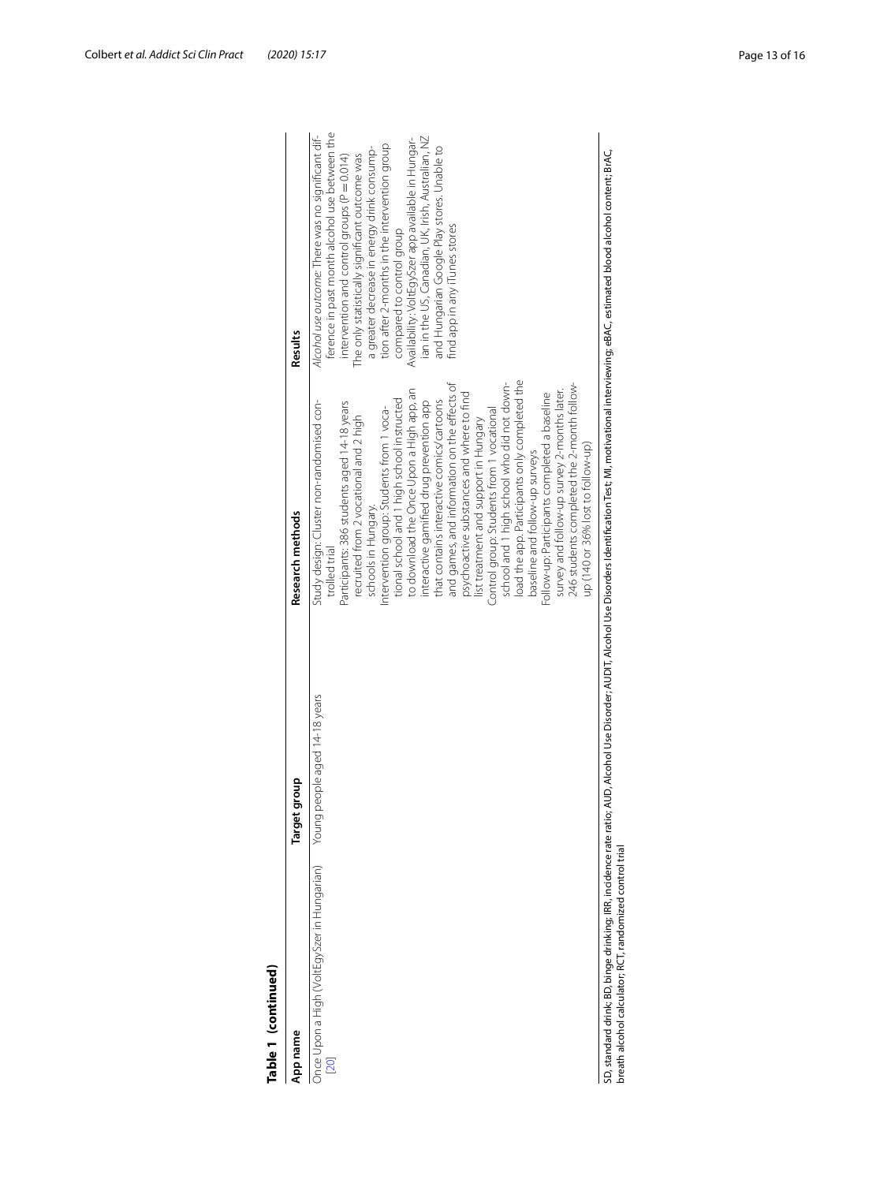**Table 1 (continued)**

| App name | Target group | Research methods | Results |
|---|---|---|---|
| Once Upon a High (VoltEgySzer in Hungarian) [20] | Young people aged 14-18 years | Study design: Cluster non-randomised controlled trial<br>Participants: 386 students aged 14-18 years recruited from 2 vocational and 2 high schools in Hungary.<br>Intervention group: Students from 1 vocational school and 1 high school instructed to download the Once Upon a High app, an interactive gamified drug prevention app that contains interactive comics/cartoons and games, and information on the effects of psychoactive substances and where to find list treatment and support in Hungary<br>Control group: Students from 1 vocational school and 1 high school who did not download the app. Participants only completed the baseline and follow-up surveys<br>Follow-up: Participants completed a baseline survey and follow-up survey 2-months later. 246 students completed the 2-month follow-up (140 or 36% lost to follow-up) | *Alcohol use outcome*: There was no significant difference in past month alcohol use between the intervention and control groups (P = 0.014)<br>The only statistically significant outcome was a greater decrease in energy drink consumption after 2-months in the intervention group compared to control group<br>Availability: VoltEgySzer app available in Hungarian in the US, Canadian, UK, Irish, Australian, NZ and Hungarian Google Play stores. Unable to find app in any iTunes stores |

SD, standard drink; BD, binge drinking; IRR, incidence rate ratio; AUD, Alcohol Use Disorder; AUDIT, Alcohol Use Disorders Identification Test; MI, motivational interviewing; eBAC, estimated blood alcohol content; BrAC, breath alcohol calculator; RCT, randomized control trial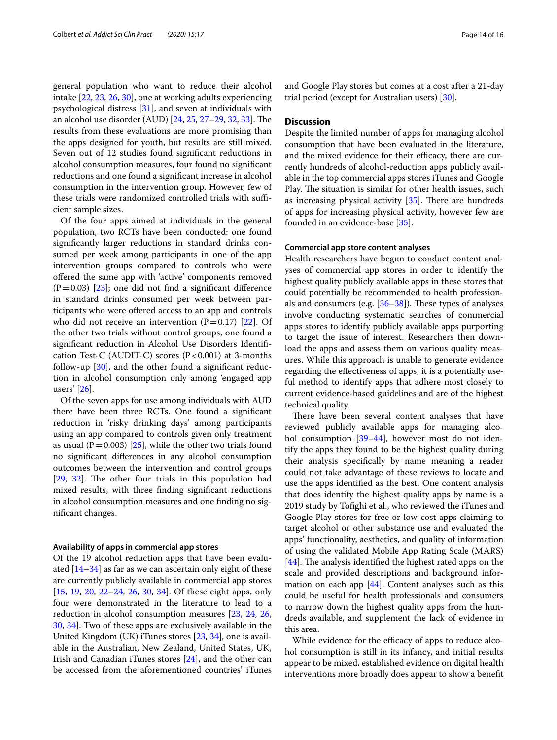general population who want to reduce their alcohol intake [22, 23, 26, 30], one at working adults experiencing psychological distress [31], and seven at individuals with an alcohol use disorder (AUD) [24, 25, 27–29, 32, 33]. The results from these evaluations are more promising than the apps designed for youth, but results are still mixed. Seven out of 12 studies found significant reductions in alcohol consumption measures, four found no significant reductions and one found a significant increase in alcohol consumption in the intervention group. However, few of these trials were randomized controlled trials with sufficient sample sizes.

Of the four apps aimed at individuals in the general population, two RCTs have been conducted: one found significantly larger reductions in standard drinks consumed per week among participants in one of the app intervention groups compared to controls who were offered the same app with 'active' components removed ($P = 0.03$) [23]; one did not find a significant difference in standard drinks consumed per week between participants who were offered access to an app and controls who did not receive an intervention ($P = 0.17$) [22]. Of the other two trials without control groups, one found a significant reduction in Alcohol Use Disorders Identification Test-C (AUDIT-C) scores ($P < 0.001$) at 3-months follow-up [30], and the other found a significant reduction in alcohol consumption only among 'engaged app users' [26].

Of the seven apps for use among individuals with AUD there have been three RCTs. One found a significant reduction in 'risky drinking days' among participants using an app compared to controls given only treatment as usual ($P = 0.003$) [25], while the other two trials found no significant differences in any alcohol consumption outcomes between the intervention and control groups [29, 32]. The other four trials in this population had mixed results, with three finding significant reductions in alcohol consumption measures and one finding no significant changes.

#### Availability of apps in commercial app stores

Of the 19 alcohol reduction apps that have been evaluated [14–34] as far as we can ascertain only eight of these are currently publicly available in commercial app stores [15, 19, 20, 22–24, 26, 30, 34]. Of these eight apps, only four were demonstrated in the literature to lead to a reduction in alcohol consumption measures [23, 24, 26, 30, 34]. Two of these apps are exclusively available in the United Kingdom (UK) iTunes stores [23, 34], one is available in the Australian, New Zealand, United States, UK, Irish and Canadian iTunes stores [24], and the other can be accessed from the aforementioned countries' iTunes and Google Play stores but comes at a cost after a 21-day trial period (except for Australian users) [30].

## Discussion

Despite the limited number of apps for managing alcohol consumption that have been evaluated in the literature, and the mixed evidence for their efficacy, there are currently hundreds of alcohol-reduction apps publicly available in the top commercial apps stores iTunes and Google Play. The situation is similar for other health issues, such as increasing physical activity [35]. There are hundreds of apps for increasing physical activity, however few are founded in an evidence-base [35].

#### Commercial app store content analyses

Health researchers have begun to conduct content analyses of commercial app stores in order to identify the highest quality publicly available apps in these stores that could potentially be recommended to health professionals and consumers (e.g. [36–38]). These types of analyses involve conducting systematic searches of commercial apps stores to identify publicly available apps purporting to target the issue of interest. Researchers then download the apps and assess them on various quality measures. While this approach is unable to generate evidence regarding the effectiveness of apps, it is a potentially useful method to identify apps that adhere most closely to current evidence-based guidelines and are of the highest technical quality.

There have been several content analyses that have reviewed publicly available apps for managing alcohol consumption [39–44], however most do not identify the apps they found to be the highest quality during their analysis specifically by name meaning a reader could not take advantage of these reviews to locate and use the apps identified as the best. One content analysis that does identify the highest quality apps by name is a 2019 study by Tofighi et al., who reviewed the iTunes and Google Play stores for free or low-cost apps claiming to target alcohol or other substance use and evaluated the apps' functionality, aesthetics, and quality of information of using the validated Mobile App Rating Scale (MARS) [44]. The analysis identified the highest rated apps on the scale and provided descriptions and background information on each app [44]. Content analyses such as this could be useful for health professionals and consumers to narrow down the highest quality apps from the hundreds available, and supplement the lack of evidence in this area.

While evidence for the efficacy of apps to reduce alcohol consumption is still in its infancy, and initial results appear to be mixed, established evidence on digital health interventions more broadly does appear to show a benefit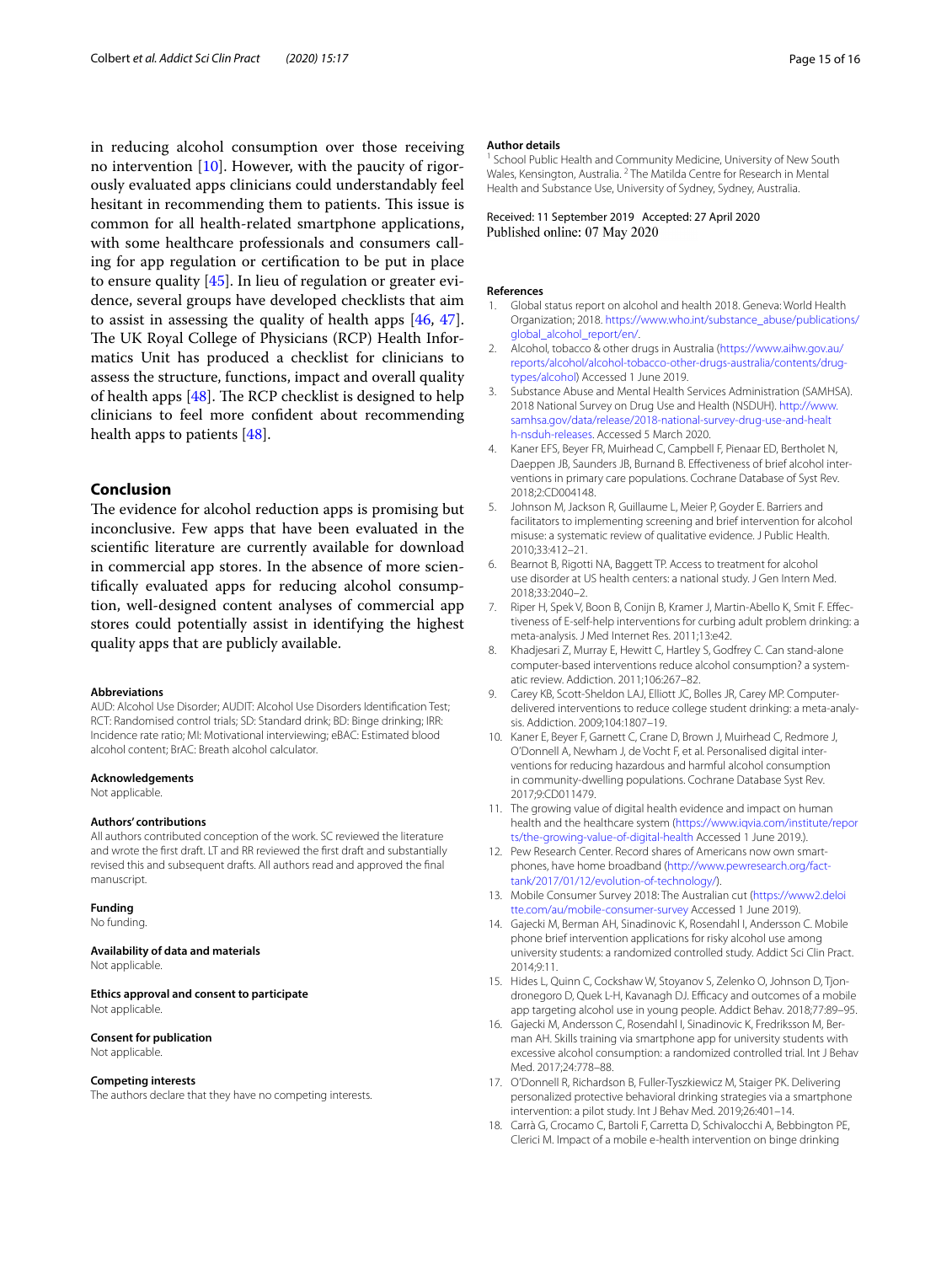in reducing alcohol consumption over those receiving no intervention [10]. However, with the paucity of rigorously evaluated apps clinicians could understandably feel hesitant in recommending them to patients. This issue is common for all health-related smartphone applications, with some healthcare professionals and consumers calling for app regulation or certification to be put in place to ensure quality [45]. In lieu of regulation or greater evidence, several groups have developed checklists that aim to assist in assessing the quality of health apps [46, 47]. The UK Royal College of Physicians (RCP) Health Informatics Unit has produced a checklist for clinicians to assess the structure, functions, impact and overall quality of health apps [48]. The RCP checklist is designed to help clinicians to feel more confident about recommending health apps to patients [48].

## Conclusion

The evidence for alcohol reduction apps is promising but inconclusive. Few apps that have been evaluated in the scientific literature are currently available for download in commercial app stores. In the absence of more scientifically evaluated apps for reducing alcohol consumption, well-designed content analyses of commercial app stores could potentially assist in identifying the highest quality apps that are publicly available.

#### Abbreviations
AUD: Alcohol Use Disorder; AUDIT: Alcohol Use Disorders Identification Test; RCT: Randomised control trials; SD: Standard drink; BD: Binge drinking; IRR: Incidence rate ratio; MI: Motivational interviewing; eBAC: Estimated blood alcohol content; BrAC: Breath alcohol calculator.

#### Acknowledgements
Not applicable.

#### Authors' contributions
All authors contributed conception of the work. SC reviewed the literature and wrote the first draft. LT and RR reviewed the first draft and substantially revised this and subsequent drafts. All authors read and approved the final manuscript.

#### Funding
No funding.

#### Availability of data and materials
Not applicable.

#### Ethics approval and consent to participate
Not applicable.

#### Consent for publication
Not applicable.

#### Competing interests
The authors declare that they have no competing interests.

#### Author details
[1] School Public Health and Community Medicine, University of New South Wales, Kensington, Australia. [2] The Matilda Centre for Research in Mental Health and Substance Use, University of Sydney, Sydney, Australia.

Received: 11 September 2019 Accepted: 27 April 2020
Published online: 07 May 2020

#### References

1. Global status report on alcohol and health 2018. Geneva: World Health Organization; 2018. https://www.who.int/substance_abuse/publications/global_alcohol_report/en/.
2. Alcohol, tobacco & other drugs in Australia (https://www.aihw.gov.au/reports/alcohol/alcohol-tobacco-other-drugs-australia/contents/drug-types/alcohol) Accessed 1 June 2019.
3. Substance Abuse and Mental Health Services Administration (SAMHSA). 2018 National Survey on Drug Use and Health (NSDUH). http://www.samhsa.gov/data/release/2018-national-survey-drug-use-and-health-nsduh-releases. Accessed 5 March 2020.
4. Kaner EFS, Beyer FR, Muirhead C, Campbell F, Pienaar ED, Bertholet N, Daeppen JB, Saunders JB, Burnand B. Effectiveness of brief alcohol interventions in primary care populations. Cochrane Database of Syst Rev. 2018;2:CD004148.
5. Johnson M, Jackson R, Guillaume L, Meier P, Goyder E. Barriers and facilitators to implementing screening and brief intervention for alcohol misuse: a systematic review of qualitative evidence. J Public Health. 2010;33:412–21.
6. Bearnot B, Rigotti NA, Baggett TP. Access to treatment for alcohol use disorder at US health centers: a national study. J Gen Intern Med. 2018;33:2040–2.
7. Riper H, Spek V, Boon B, Conijn B, Kramer J, Martin-Abello K, Smit F. Effectiveness of E-self-help interventions for curbing adult problem drinking: a meta-analysis. J Med Internet Res. 2011;13:e42.
8. Khadjesari Z, Murray E, Hewitt C, Hartley S, Godfrey C. Can stand-alone computer-based interventions reduce alcohol consumption? a systematic review. Addiction. 2011;106:267–82.
9. Carey KB, Scott-Sheldon LAJ, Elliott JC, Bolles JR, Carey MP. Computer-delivered interventions to reduce college student drinking: a meta-analysis. Addiction. 2009;104:1807–19.
10. Kaner E, Beyer F, Garnett C, Crane D, Brown J, Muirhead C, Redmore J, O'Donnell A, Newham J, de Vocht F, et al. Personalised digital interventions for reducing hazardous and harmful alcohol consumption in community-dwelling populations. Cochrane Database Syst Rev. 2017;9:CD011479.
11. The growing value of digital health evidence and impact on human health and the healthcare system (https://www.iqvia.com/institute/reports/the-growing-value-of-digital-health Accessed 1 June 2019.).
12. Pew Research Center. Record shares of Americans now own smartphones, have home broadband (http://www.pewresearch.org/fact-tank/2017/01/12/evolution-of-technology/).
13. Mobile Consumer Survey 2018: The Australian cut (https://www2.deloitte.com/au/mobile-consumer-survey Accessed 1 June 2019).
14. Gajecki M, Berman AH, Sinadinovic K, Rosendahl I, Andersson C. Mobile phone brief intervention applications for risky alcohol use among university students: a randomized controlled study. Addict Sci Clin Pract. 2014;9:11.
15. Hides L, Quinn C, Cockshaw W, Stoyanov S, Zelenko O, Johnson D, Tjondronegoro D, Quek L-H, Kavanagh DJ. Efficacy and outcomes of a mobile app targeting alcohol use in young people. Addict Behav. 2018;77:89–95.
16. Gajecki M, Andersson C, Rosendahl I, Sinadinovic K, Fredriksson M, Berman AH. Skills training via smartphone app for university students with excessive alcohol consumption: a randomized controlled trial. Int J Behav Med. 2017;24:778–88.
17. O'Donnell R, Richardson B, Fuller-Tyszkiewicz M, Staiger PK. Delivering personalized protective behavioral drinking strategies via a smartphone intervention: a pilot study. Int J Behav Med. 2019;26:401–14.
18. Carrà G, Crocamo C, Bartoli F, Carretta D, Schivalocchi A, Bebbington PE, Clerici M. Impact of a mobile e-health intervention on binge drinking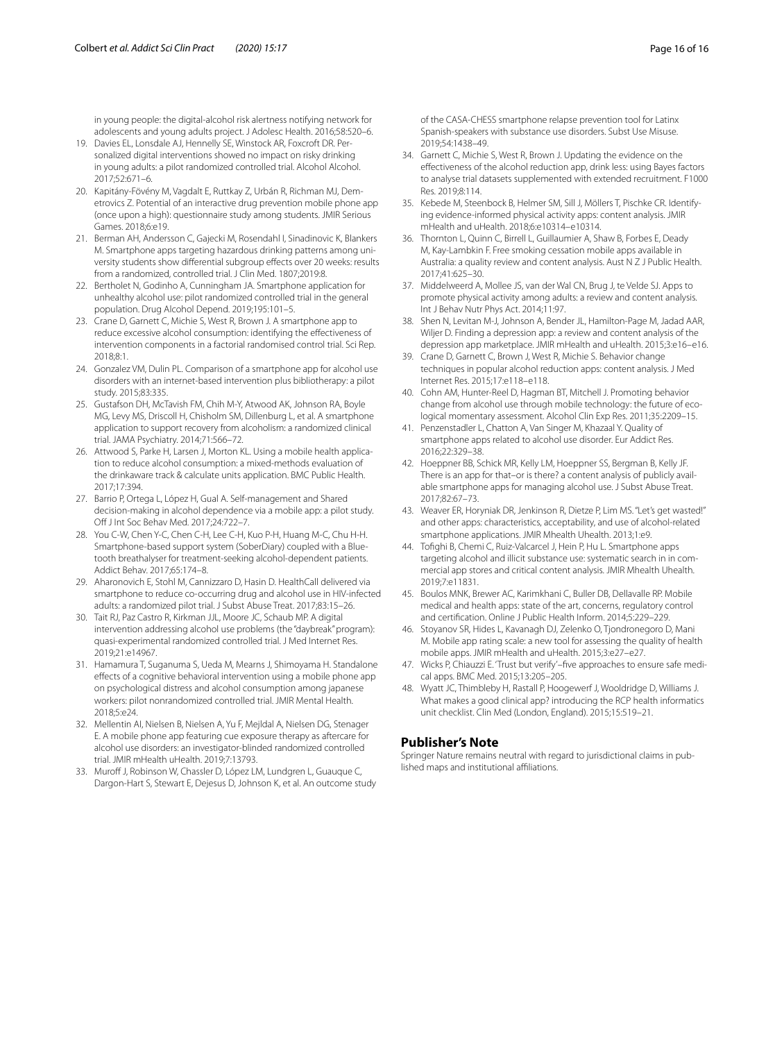in young people: the digital-alcohol risk alertness notifying network for adolescents and young adults project. J Adolesc Health. 2016;58:520–6.

19. Davies EL, Lonsdale AJ, Hennelly SE, Winstock AR, Foxcroft DR. Personalized digital interventions showed no impact on risky drinking in young adults: a pilot randomized controlled trial. Alcohol Alcohol. 2017;52:671–6.
20. Kapitány-Fövény M, Vagdalt E, Ruttkay Z, Urbán R, Richman MJ, Demetrovics Z. Potential of an interactive drug prevention mobile phone app (once upon a high): questionnaire study among students. JMIR Serious Games. 2018;6:e19.
21. Berman AH, Andersson C, Gajecki M, Rosendahl I, Sinadinovic K, Blankers M. Smartphone apps targeting hazardous drinking patterns among university students show differential subgroup effects over 20 weeks: results from a randomized, controlled trial. J Clin Med. 1807;2019:8.
22. Bertholet N, Godinho A, Cunningham JA. Smartphone application for unhealthy alcohol use: pilot randomized controlled trial in the general population. Drug Alcohol Depend. 2019;195:101–5.
23. Crane D, Garnett C, Michie S, West R, Brown J. A smartphone app to reduce excessive alcohol consumption: identifying the effectiveness of intervention components in a factorial randomised control trial. Sci Rep. 2018;8:1.
24. Gonzalez VM, Dulin PL. Comparison of a smartphone app for alcohol use disorders with an internet-based intervention plus bibliotherapy: a pilot study. 2015;83:335.
25. Gustafson DH, McTavish FM, Chih M-Y, Atwood AK, Johnson RA, Boyle MG, Levy MS, Driscoll H, Chisholm SM, Dillenburg L, et al. A smartphone application to support recovery from alcoholism: a randomized clinical trial. JAMA Psychiatry. 2014;71:566–72.
26. Attwood S, Parke H, Larsen J, Morton KL. Using a mobile health application to reduce alcohol consumption: a mixed-methods evaluation of the drinkaware track & calculate units application. BMC Public Health. 2017;17:394.
27. Barrio P, Ortega L, López H, Gual A. Self-management and Shared decision-making in alcohol dependence via a mobile app: a pilot study. Off J Int Soc Behav Med. 2017;24:722–7.
28. You C-W, Chen Y-C, Chen C-H, Lee C-H, Kuo P-H, Huang M-C, Chu H-H. Smartphone-based support system (SoberDiary) coupled with a Bluetooth breathalyser for treatment-seeking alcohol-dependent patients. Addict Behav. 2017;65:174–8.
29. Aharonovich E, Stohl M, Cannizzaro D, Hasin D. HealthCall delivered via smartphone to reduce co-occurring drug and alcohol use in HIV-infected adults: a randomized pilot trial. J Subst Abuse Treat. 2017;83:15–26.
30. Tait RJ, Paz Castro R, Kirkman JJL, Moore JC, Schaub MP. A digital intervention addressing alcohol use problems (the "daybreak" program): quasi-experimental randomized controlled trial. J Med Internet Res. 2019;21:e14967.
31. Hamamura T, Suganuma S, Ueda M, Mearns J, Shimoyama H. Standalone effects of a cognitive behavioral intervention using a mobile phone app on psychological distress and alcohol consumption among japanese workers: pilot nonrandomized controlled trial. JMIR Mental Health. 2018;5:e24.
32. Mellentin AI, Nielsen B, Nielsen A, Yu F, Mejldal A, Nielsen DG, Stenager E. A mobile phone app featuring cue exposure therapy as aftercare for alcohol use disorders: an investigator-blinded randomized controlled trial. JMIR mHealth uHealth. 2019;7:13793.
33. Muroff J, Robinson W, Chassler D, López LM, Lundgren L, Guauque C, Dargon-Hart S, Stewart E, Dejesus D, Johnson K, et al. An outcome study of the CASA-CHESS smartphone relapse prevention tool for Latinx Spanish-speakers with substance use disorders. Subst Use Misuse. 2019;54:1438–49.
34. Garnett C, Michie S, West R, Brown J. Updating the evidence on the effectiveness of the alcohol reduction app, drink less: using Bayes factors to analyse trial datasets supplemented with extended recruitment. F1000 Res. 2019;8:114.
35. Kebede M, Steenbock B, Helmer SM, Sill J, Möllers T, Pischke CR. Identifying evidence-informed physical activity apps: content analysis. JMIR mHealth and uHealth. 2018;6:e10314–e10314.
36. Thornton L, Quinn C, Birrell L, Guillaumier A, Shaw B, Forbes E, Deady M, Kay-Lambkin F. Free smoking cessation mobile apps available in Australia: a quality review and content analysis. Aust N Z J Public Health. 2017;41:625–30.
37. Middelweerd A, Mollee JS, van der Wal CN, Brug J, te Velde SJ. Apps to promote physical activity among adults: a review and content analysis. Int J Behav Nutr Phys Act. 2014;11:97.
38. Shen N, Levitan M-J, Johnson A, Bender JL, Hamilton-Page M, Jadad AAR, Wiljer D. Finding a depression app: a review and content analysis of the depression app marketplace. JMIR mHealth and uHealth. 2015;3:e16–e16.
39. Crane D, Garnett C, Brown J, West R, Michie S. Behavior change techniques in popular alcohol reduction apps: content analysis. J Med Internet Res. 2015;17:e118–e118.
40. Cohn AM, Hunter-Reel D, Hagman BT, Mitchell J. Promoting behavior change from alcohol use through mobile technology: the future of ecological momentary assessment. Alcohol Clin Exp Res. 2011;35:2209–15.
41. Penzenstadler L, Chatton A, Van Singer M, Khazaal Y. Quality of smartphone apps related to alcohol use disorder. Eur Addict Res. 2016;22:329–38.
42. Hoeppner BB, Schick MR, Kelly LM, Hoeppner SS, Bergman B, Kelly JF. There is an app for that–or is there? a content analysis of publicly available smartphone apps for managing alcohol use. J Subst Abuse Treat. 2017;82:67–73.
43. Weaver ER, Horyniak DR, Jenkinson R, Dietze P, Lim MS. "Let's get wasted!" and other apps: characteristics, acceptability, and use of alcohol-related smartphone applications. JMIR Mhealth Uhealth. 2013;1:e9.
44. Tofighi B, Chemi C, Ruiz-Valcarcel J, Hein P, Hu L. Smartphone apps targeting alcohol and illicit substance use: systematic search in in commercial app stores and critical content analysis. JMIR Mhealth Uhealth. 2019;7:e11831.
45. Boulos MNK, Brewer AC, Karimkhani C, Buller DB, Dellavalle RP. Mobile medical and health apps: state of the art, concerns, regulatory control and certification. Online J Public Health Inform. 2014;5:229–229.
46. Stoyanov SR, Hides L, Kavanagh DJ, Zelenko O, Tjondronegoro D, Mani M. Mobile app rating scale: a new tool for assessing the quality of health mobile apps. JMIR mHealth and uHealth. 2015;3:e27–e27.
47. Wicks P, Chiauzzi E. 'Trust but verify'–five approaches to ensure safe medical apps. BMC Med. 2015;13:205–205.
48. Wyatt JC, Thimbleby H, Rastall P, Hoogewerf J, Wooldridge D, Williams J. What makes a good clinical app? introducing the RCP health informatics unit checklist. Clin Med (London, England). 2015;15:519–21.

## Publisher's Note

Springer Nature remains neutral with regard to jurisdictional claims in published maps and institutional affiliations.